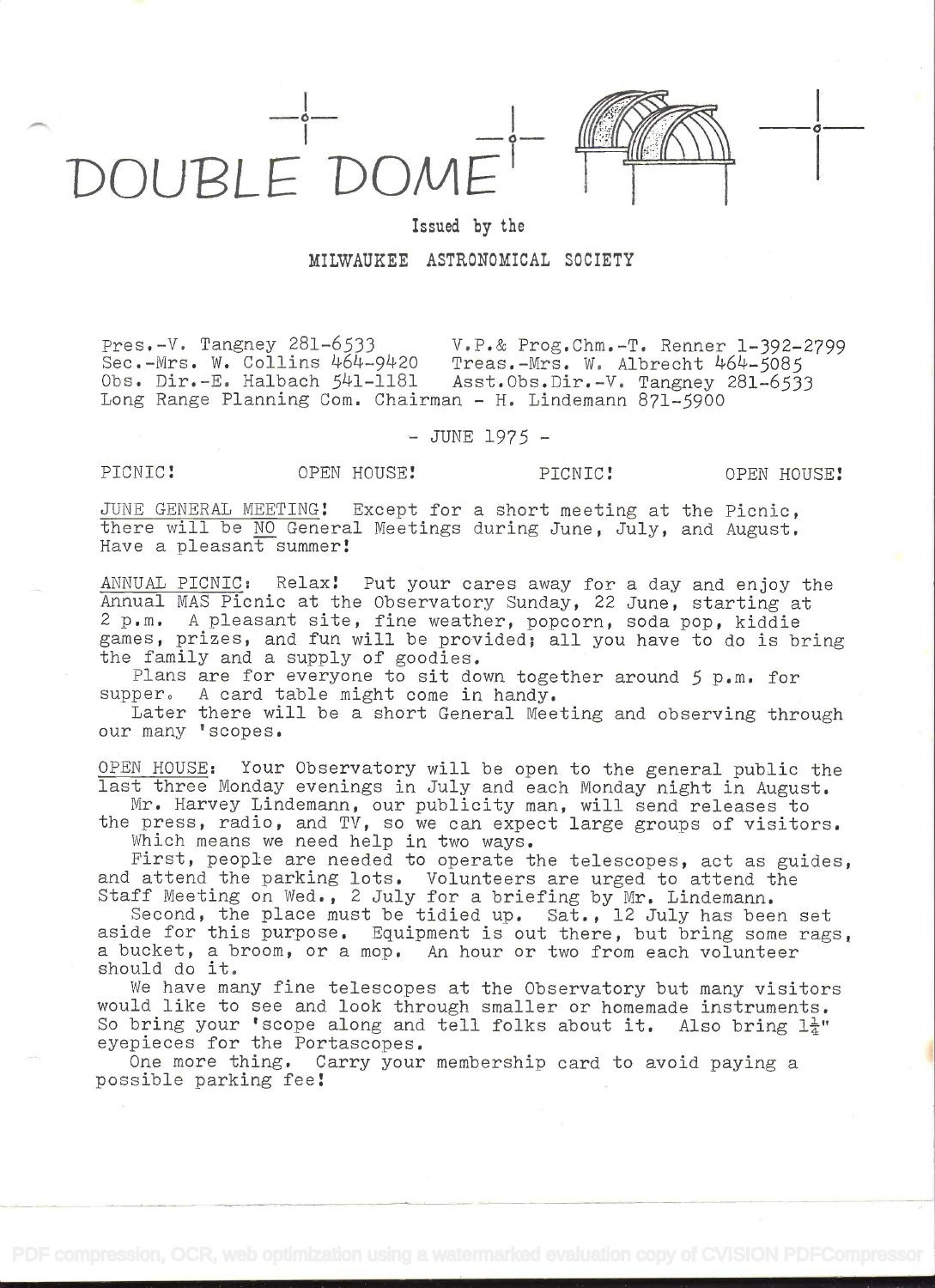# DOUBLE DOME

Issued by the

MILWAUKEE ASTRONOMICAL SOCIETY

Pres.-V. Tangney 281-6533 V.P.& Prog.Chm.-T. Renner 1-392-2799
Sec.-Mrs. W. Collins 464-9420 Treas.-Mrs. W. Albrecht 464-5085
Obs. Dir.-E. Halbach 541-1181 Asst.Obs.Dir.-V. Tangney 281-6533
Long Range Planning Com. Chairman - H. Lindemann 871-5900

\- JUNE 1975 -

PICNIC! OPEN HOUSE! PICNIC! OPEN HOUSE!

JUNE GENERAL MEETING! Except for a short meeting at the Picnic, there will be NO General Meetings during June, July, and August. Have a pleasant summer!

ANNUAL PICNIC: Relax! Put your cares away for a day and enjoy the Annual MAS Picnic at the Observatory Sunday, 22 June, starting at 2 p.m. A pleasant site, fine weather, popcorn, soda pop, kiddie games, prizes, and fun will be provided; all you have to do is bring the family and a supply of goodies.

Plans are for everyone to sit down together around 5 p.m. for supper. A card table might come in handy.

Later there will be a short General Meeting and observing through our many 'scopes.

OPEN HOUSE: Your Observatory will be open to the general public the last three Monday evenings in July and each Monday night in August.

Mr. Harvey Lindemann, our publicity man, will send releases to the press, radio, and TV, so we can expect large groups of visitors. Which means we need help in two ways.

First, people are needed to operate the telescopes, act as guides, and attend the parking lots. Volunteers are urged to attend the Staff Meeting on Wed., 2 July for a briefing by Mr. Lindemann.

Second, the place must be tidied up. Sat., 12 July has been set aside for this purpose. Equipment is out there, but bring some rags, a bucket, a broom, or a mop. An hour or two from each volunteer should do it.

We have many fine telescopes at the Observatory but many visitors would like to see and look through smaller or homemade instruments. So bring your 'scope along and tell folks about it. Also bring 1¼" eyepieces for the Portascopes.

One more thing. Carry your membership card to avoid paying a possible parking fee!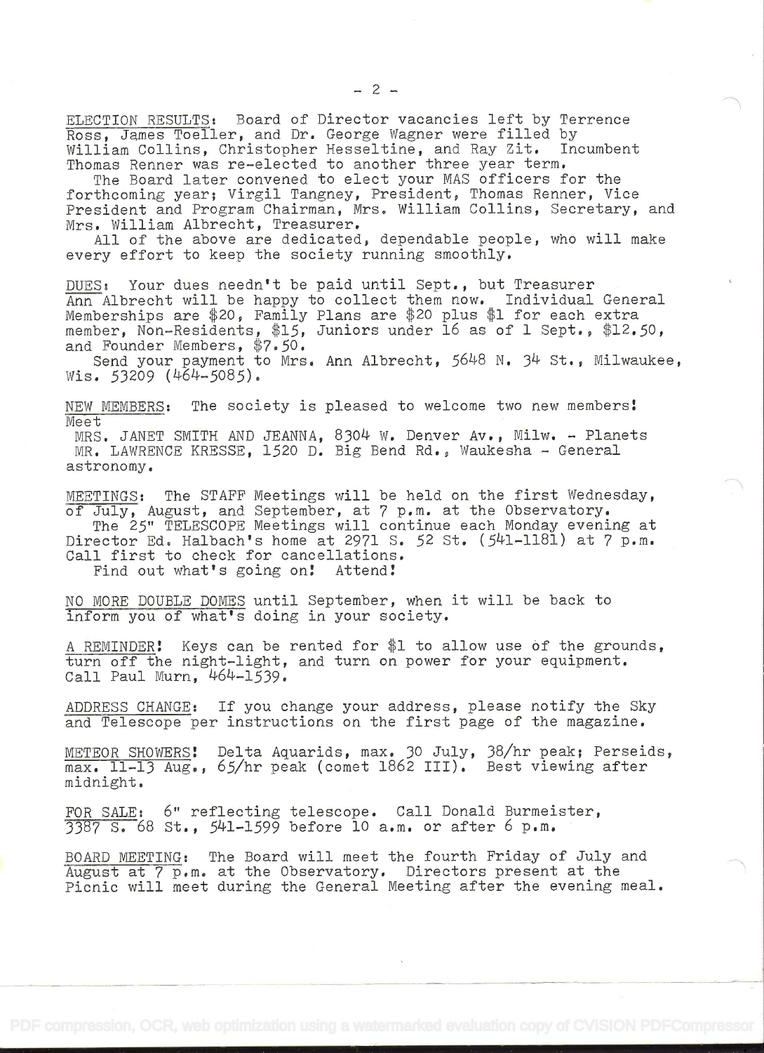ELECTION RESULTS: Board of Director vacancies left by Terrence Ross, James Toeller, and Dr. George Wagner were filled by William Collins, Christopher Hesseltine, and Ray Zit. Incumbent Thomas Renner was re-elected to another three year term.

The Board later convened to elect your MAS officers for the forthcoming year; Virgil Tangney, President, Thomas Renner, Vice President and Program Chairman, Mrs. William Collins, Secretary, and Mrs. William Albrecht, Treasurer.

All of the above are dedicated, dependable people, who will make every effort to keep the society running smoothly.

DUES: Your dues needn't be paid until Sept., but Treasurer Ann Albrecht will be happy to collect them now. Individual General Memberships are $20, Family Plans are $20 plus $1 for each extra member, Non-Residents, $15, Juniors under 16 as of 1 Sept., $12.50, and Founder Members, $7.50.

Send your payment to Mrs. Ann Albrecht, 5648 N. 34 St., Milwaukee, Wis. 53209 (464-5085).

NEW MEMBERS: The society is pleased to welcome two new members! Meet

MRS. JANET SMITH AND JEANNA, 8304 W. Denver Av., Milw. - Planets
MR. LAWRENCE KRESSE, 1520 D. Big Bend Rd., Waukesha - General astronomy.

MEETINGS: The STAFF Meetings will be held on the first Wednesday, of July, August, and September, at 7 p.m. at the Observatory.

The 25" TELESCOPE Meetings will continue each Monday evening at Director Ed. Halbach's home at 2971 S. 52 St. (541-1181) at 7 p.m. Call first to check for cancellations.

Find out what's going on! Attend!

NO MORE DOUBLE DOMES until September, when it will be back to inform you of what's doing in your society.

A REMINDER! Keys can be rented for $1 to allow use of the grounds, turn off the night-light, and turn on power for your equipment. Call Paul Murn, 464-1539.

ADDRESS CHANGE: If you change your address, please notify the Sky and Telescope per instructions on the first page of the magazine.

METEOR SHOWERS! Delta Aquarids, max. 30 July, 38/hr peak; Perseids, max. 11-13 Aug., 65/hr peak (comet 1862 III). Best viewing after midnight.

FOR SALE: 6" reflecting telescope. Call Donald Burmeister, 3387 S. 68 St., 541-1599 before 10 a.m. or after 6 p.m.

BOARD MEETING: The Board will meet the fourth Friday of July and August at 7 p.m. at the Observatory. Directors present at the Picnic will meet during the General Meeting after the evening meal.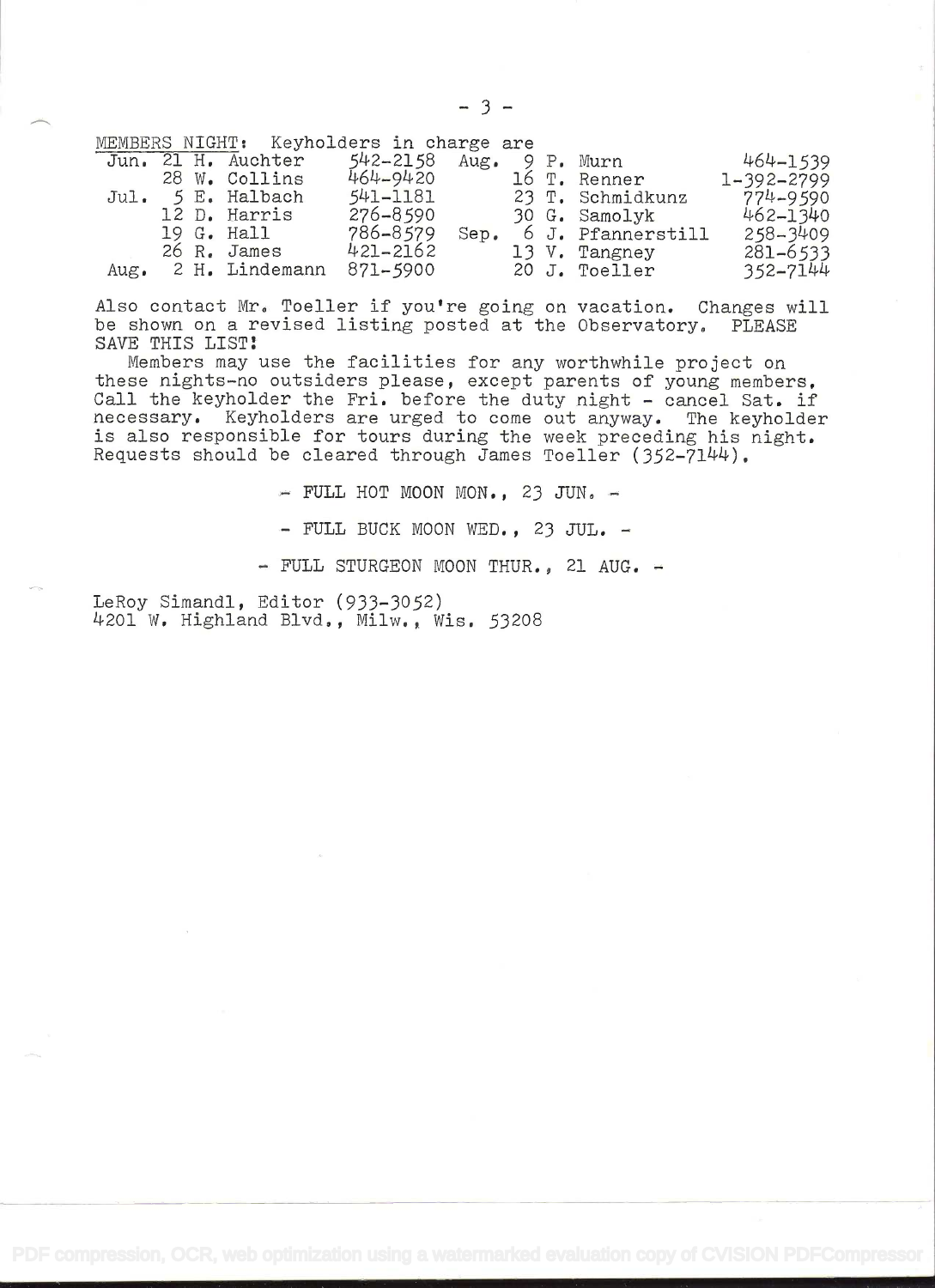MEMBERS NIGHT: Keyholders in charge are

| Date | Keyholder | Phone | Date | Keyholder | Phone |
|---|---|---|---|---|---|
| Jun. 21 | H. Auchter | 542-2158 | Aug. 9 | P. Murn | 464-1539 |
| 28 | W. Collins | 464-9420 | 16 | T. Renner | 1-392-2799 |
| Jul. 5 | E. Halbach | 541-1181 | 23 | T. Schmidkunz | 774-9590 |
| 12 | D. Harris | 276-8590 | 30 | G. Samolyk | 462-1340 |
| 19 | G. Hall | 786-8579 | Sep. 6 | J. Pfannerstill | 258-3409 |
| 26 | R. James | 421-2162 | 13 | V. Tangney | 281-6533 |
| Aug. 2 | H. Lindemann | 871-5900 | 20 | J. Toeller | 352-7144 |

Also contact Mr. Toeller if you're going on vacation. Changes will be shown on a revised listing posted at the Observatory. PLEASE SAVE THIS LIST!

Members may use the facilities for any worthwhile project on these nights-no outsiders please, except parents of young members. Call the keyholder the Fri. before the duty night - cancel Sat. if necessary. Keyholders are urged to come out anyway. The keyholder is also responsible for tours during the week preceding his night. Requests should be cleared through James Toeller (352-7144).

- FULL HOT MOON MON., 23 JUN. -

- FULL BUCK MOON WED., 23 JUL. -

- FULL STURGEON MOON THUR., 21 AUG. -

LeRoy Simandl, Editor (933-3052)
4201 W. Highland Blvd., Milw., Wis. 53208